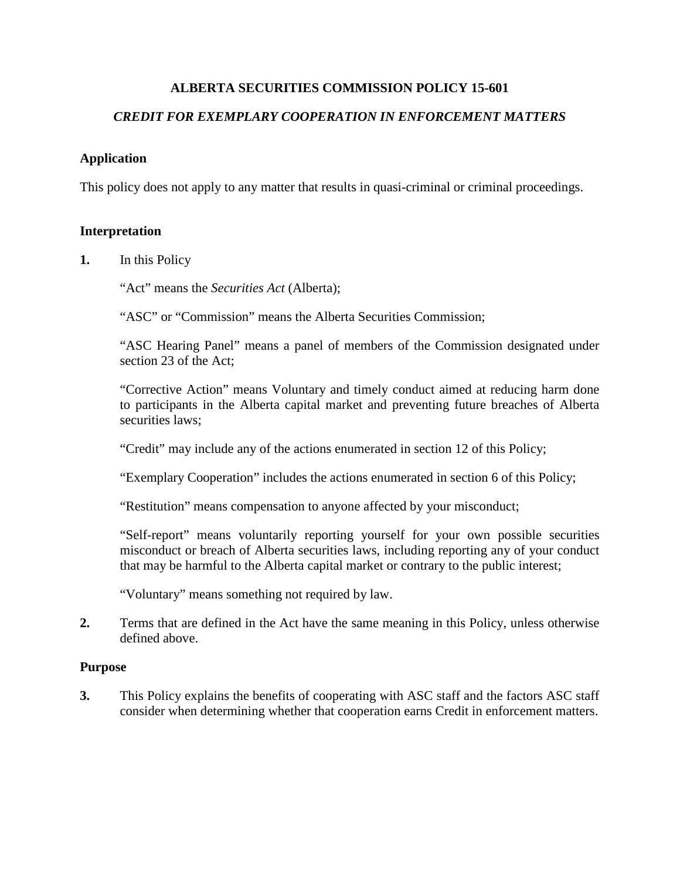# ALBERTA SECURITIES COMMISSION POLICY 15-601

## *CREDIT FOR EXEMPLARY COOPERATION IN ENFORCEMENT MATTERS*

### Application

This policy does not apply to any matter that results in quasi-criminal or criminal proceedings.

### Interpretation

**1.** In this Policy

"Act" means the *Securities Act* (Alberta);

"ASC" or "Commission" means the Alberta Securities Commission;

"ASC Hearing Panel" means a panel of members of the Commission designated under section 23 of the Act;

"Corrective Action" means Voluntary and timely conduct aimed at reducing harm done to participants in the Alberta capital market and preventing future breaches of Alberta securities laws;

"Credit" may include any of the actions enumerated in section 12 of this Policy;

"Exemplary Cooperation" includes the actions enumerated in section 6 of this Policy;

"Restitution" means compensation to anyone affected by your misconduct;

"Self-report" means voluntarily reporting yourself for your own possible securities misconduct or breach of Alberta securities laws, including reporting any of your conduct that may be harmful to the Alberta capital market or contrary to the public interest;

"Voluntary" means something not required by law.

**2.** Terms that are defined in the Act have the same meaning in this Policy, unless otherwise defined above.

### Purpose

**3.** This Policy explains the benefits of cooperating with ASC staff and the factors ASC staff consider when determining whether that cooperation earns Credit in enforcement matters.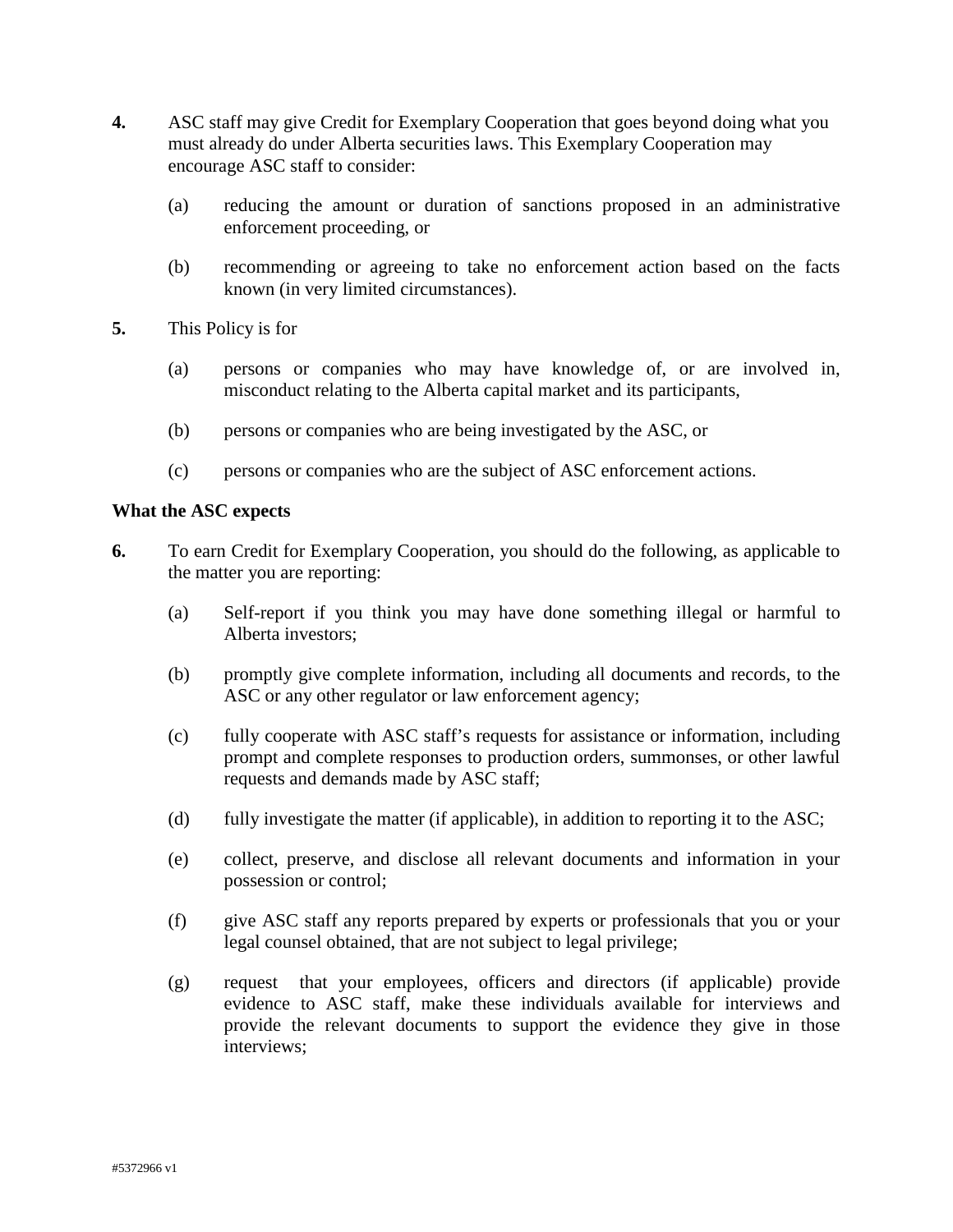**4.** ASC staff may give Credit for Exemplary Cooperation that goes beyond doing what you must already do under Alberta securities laws. This Exemplary Cooperation may encourage ASC staff to consider:

(a) reducing the amount or duration of sanctions proposed in an administrative enforcement proceeding, or

(b) recommending or agreeing to take no enforcement action based on the facts known (in very limited circumstances).

**5.** This Policy is for

(a) persons or companies who may have knowledge of, or are involved in, misconduct relating to the Alberta capital market and its participants,

(b) persons or companies who are being investigated by the ASC, or

(c) persons or companies who are the subject of ASC enforcement actions.

**What the ASC expects**

**6.** To earn Credit for Exemplary Cooperation, you should do the following, as applicable to the matter you are reporting:

(a) Self-report if you think you may have done something illegal or harmful to Alberta investors;

(b) promptly give complete information, including all documents and records, to the ASC or any other regulator or law enforcement agency;

(c) fully cooperate with ASC staff's requests for assistance or information, including prompt and complete responses to production orders, summonses, or other lawful requests and demands made by ASC staff;

(d) fully investigate the matter (if applicable), in addition to reporting it to the ASC;

(e) collect, preserve, and disclose all relevant documents and information in your possession or control;

(f) give ASC staff any reports prepared by experts or professionals that you or your legal counsel obtained, that are not subject to legal privilege;

(g) request that your employees, officers and directors (if applicable) provide evidence to ASC staff, make these individuals available for interviews and provide the relevant documents to support the evidence they give in those interviews;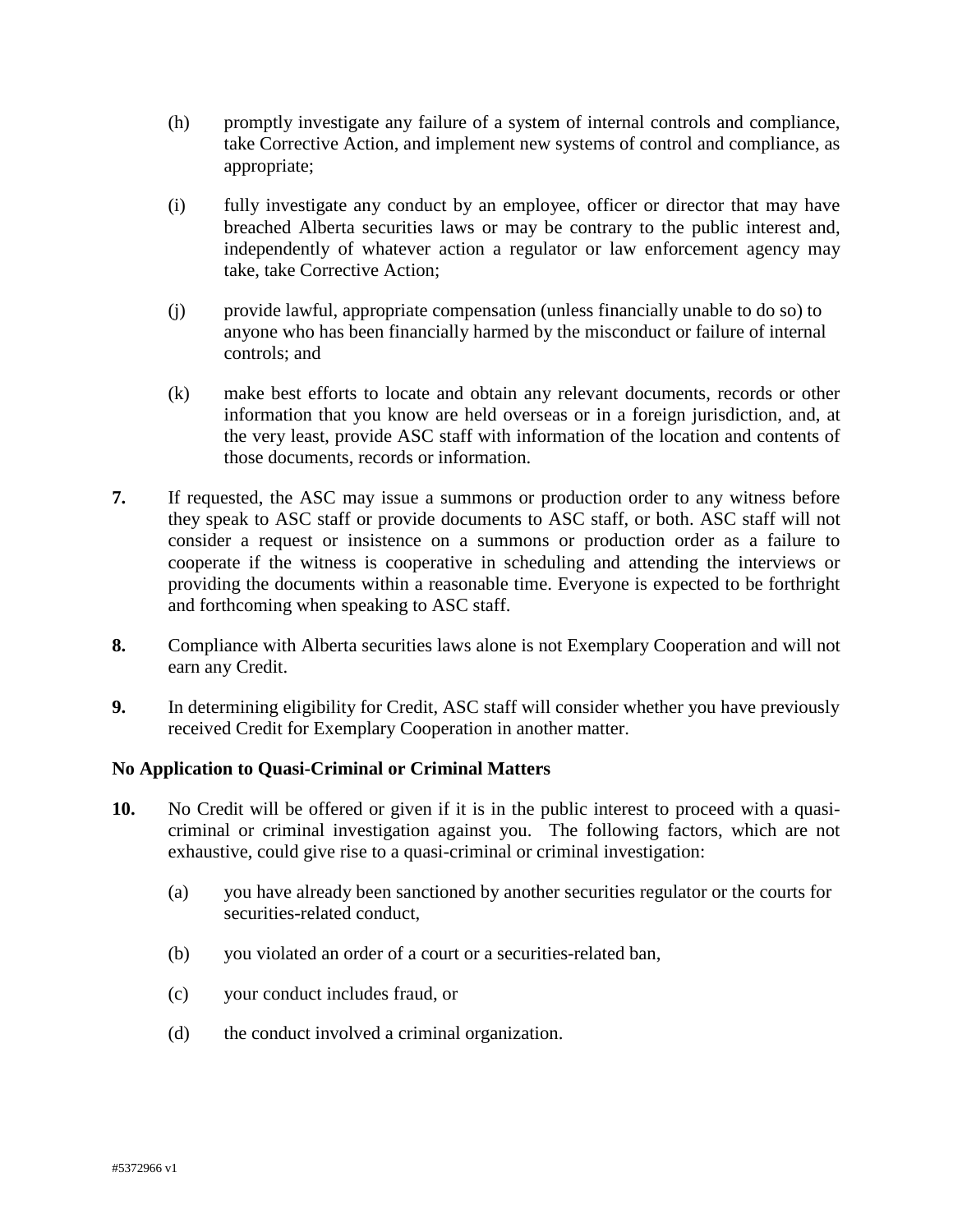(h) promptly investigate any failure of a system of internal controls and compliance, take Corrective Action, and implement new systems of control and compliance, as appropriate;

(i) fully investigate any conduct by an employee, officer or director that may have breached Alberta securities laws or may be contrary to the public interest and, independently of whatever action a regulator or law enforcement agency may take, take Corrective Action;

(j) provide lawful, appropriate compensation (unless financially unable to do so) to anyone who has been financially harmed by the misconduct or failure of internal controls; and

(k) make best efforts to locate and obtain any relevant documents, records or other information that you know are held overseas or in a foreign jurisdiction, and, at the very least, provide ASC staff with information of the location and contents of those documents, records or information.

**7.** If requested, the ASC may issue a summons or production order to any witness before they speak to ASC staff or provide documents to ASC staff, or both. ASC staff will not consider a request or insistence on a summons or production order as a failure to cooperate if the witness is cooperative in scheduling and attending the interviews or providing the documents within a reasonable time. Everyone is expected to be forthright and forthcoming when speaking to ASC staff.

**8.** Compliance with Alberta securities laws alone is not Exemplary Cooperation and will not earn any Credit.

**9.** In determining eligibility for Credit, ASC staff will consider whether you have previously received Credit for Exemplary Cooperation in another matter.

**No Application to Quasi-Criminal or Criminal Matters**

**10.** No Credit will be offered or given if it is in the public interest to proceed with a quasi-criminal or criminal investigation against you. The following factors, which are not exhaustive, could give rise to a quasi-criminal or criminal investigation:

(a) you have already been sanctioned by another securities regulator or the courts for securities-related conduct,

(b) you violated an order of a court or a securities-related ban,

(c) your conduct includes fraud, or

(d) the conduct involved a criminal organization.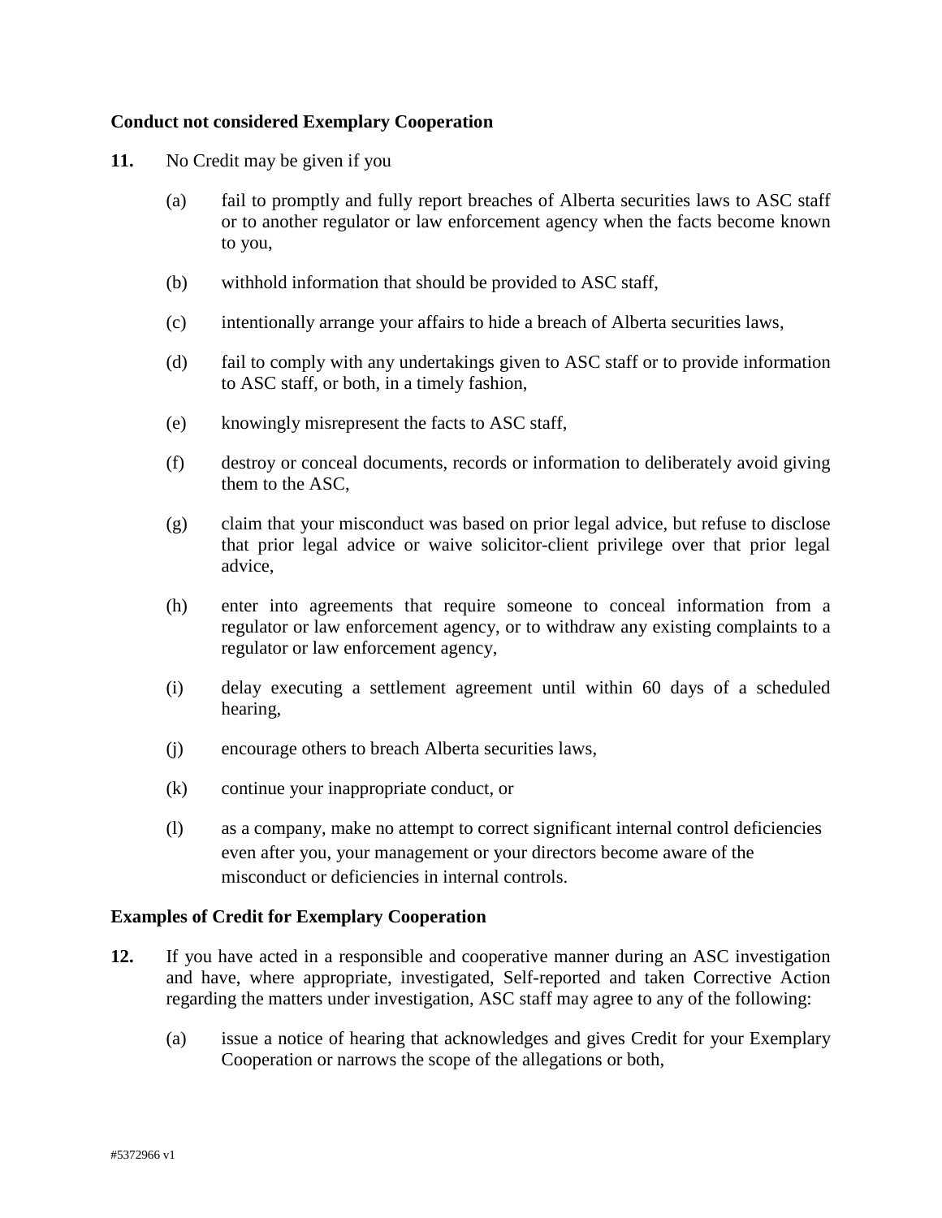**Conduct not considered Exemplary Cooperation**

**11.** No Credit may be given if you

(a) fail to promptly and fully report breaches of Alberta securities laws to ASC staff or to another regulator or law enforcement agency when the facts become known to you,

(b) withhold information that should be provided to ASC staff,

(c) intentionally arrange your affairs to hide a breach of Alberta securities laws,

(d) fail to comply with any undertakings given to ASC staff or to provide information to ASC staff, or both, in a timely fashion,

(e) knowingly misrepresent the facts to ASC staff,

(f) destroy or conceal documents, records or information to deliberately avoid giving them to the ASC,

(g) claim that your misconduct was based on prior legal advice, but refuse to disclose that prior legal advice or waive solicitor-client privilege over that prior legal advice,

(h) enter into agreements that require someone to conceal information from a regulator or law enforcement agency, or to withdraw any existing complaints to a regulator or law enforcement agency,

(i) delay executing a settlement agreement until within 60 days of a scheduled hearing,

(j) encourage others to breach Alberta securities laws,

(k) continue your inappropriate conduct, or

(l) as a company, make no attempt to correct significant internal control deficiencies even after you, your management or your directors become aware of the misconduct or deficiencies in internal controls.

**Examples of Credit for Exemplary Cooperation**

**12.** If you have acted in a responsible and cooperative manner during an ASC investigation and have, where appropriate, investigated, Self-reported and taken Corrective Action regarding the matters under investigation, ASC staff may agree to any of the following:

(a) issue a notice of hearing that acknowledges and gives Credit for your Exemplary Cooperation or narrows the scope of the allegations or both,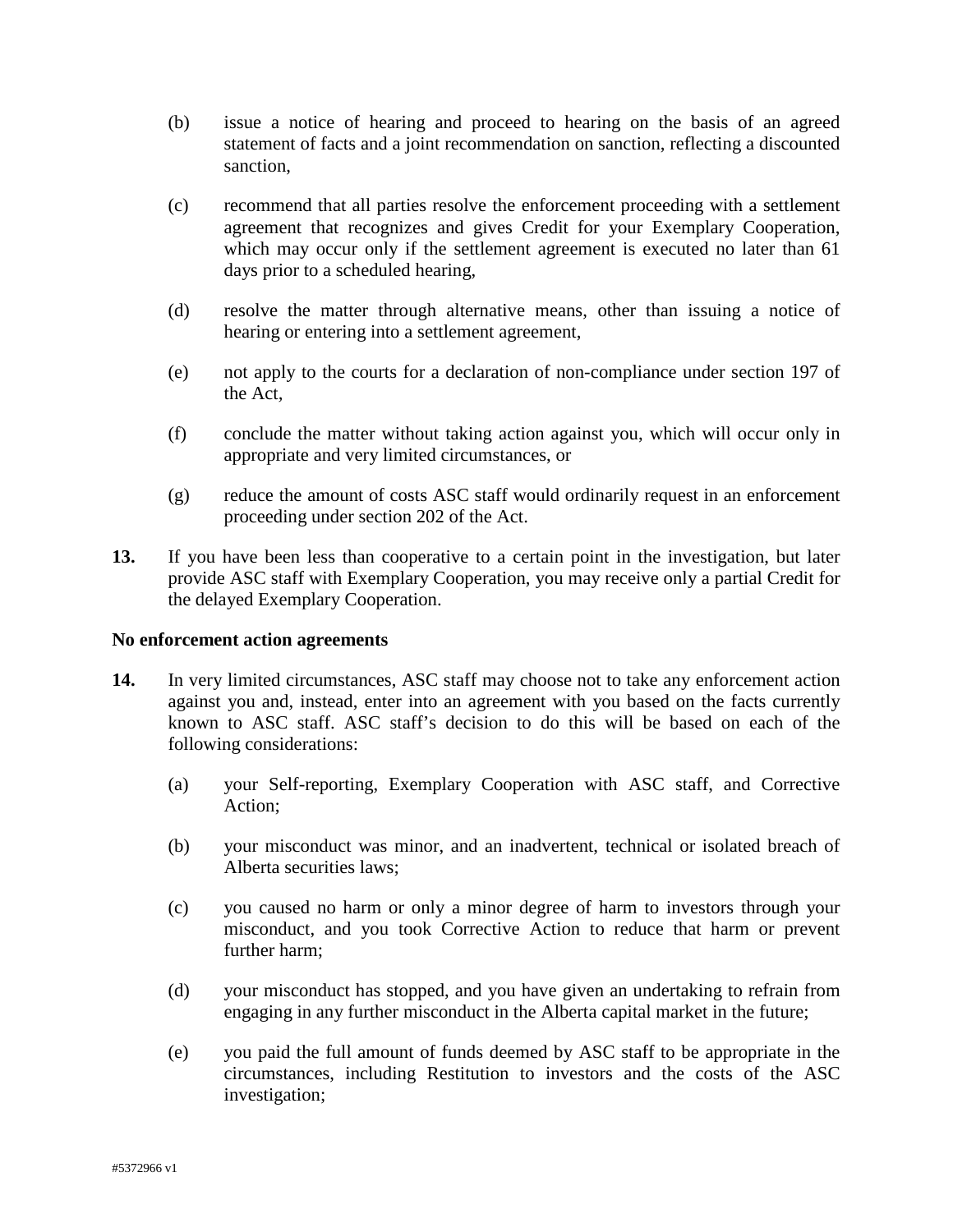(b) issue a notice of hearing and proceed to hearing on the basis of an agreed statement of facts and a joint recommendation on sanction, reflecting a discounted sanction,

(c) recommend that all parties resolve the enforcement proceeding with a settlement agreement that recognizes and gives Credit for your Exemplary Cooperation, which may occur only if the settlement agreement is executed no later than 61 days prior to a scheduled hearing,

(d) resolve the matter through alternative means, other than issuing a notice of hearing or entering into a settlement agreement,

(e) not apply to the courts for a declaration of non-compliance under section 197 of the Act,

(f) conclude the matter without taking action against you, which will occur only in appropriate and very limited circumstances, or

(g) reduce the amount of costs ASC staff would ordinarily request in an enforcement proceeding under section 202 of the Act.

**13.** If you have been less than cooperative to a certain point in the investigation, but later provide ASC staff with Exemplary Cooperation, you may receive only a partial Credit for the delayed Exemplary Cooperation.

**No enforcement action agreements**

**14.** In very limited circumstances, ASC staff may choose not to take any enforcement action against you and, instead, enter into an agreement with you based on the facts currently known to ASC staff. ASC staff's decision to do this will be based on each of the following considerations:

(a) your Self-reporting, Exemplary Cooperation with ASC staff, and Corrective Action;

(b) your misconduct was minor, and an inadvertent, technical or isolated breach of Alberta securities laws;

(c) you caused no harm or only a minor degree of harm to investors through your misconduct, and you took Corrective Action to reduce that harm or prevent further harm;

(d) your misconduct has stopped, and you have given an undertaking to refrain from engaging in any further misconduct in the Alberta capital market in the future;

(e) you paid the full amount of funds deemed by ASC staff to be appropriate in the circumstances, including Restitution to investors and the costs of the ASC investigation;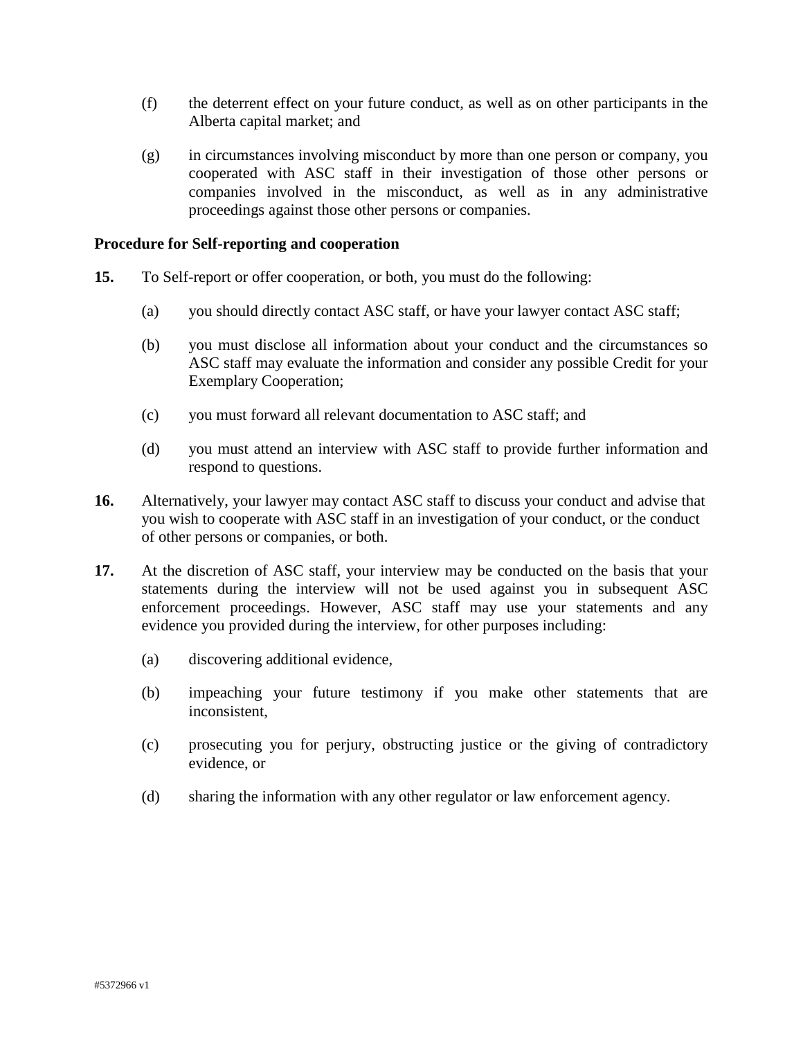(f) the deterrent effect on your future conduct, as well as on other participants in the Alberta capital market; and

(g) in circumstances involving misconduct by more than one person or company, you cooperated with ASC staff in their investigation of those other persons or companies involved in the misconduct, as well as in any administrative proceedings against those other persons or companies.

**Procedure for Self-reporting and cooperation**

**15.** To Self-report or offer cooperation, or both, you must do the following:

(a) you should directly contact ASC staff, or have your lawyer contact ASC staff;

(b) you must disclose all information about your conduct and the circumstances so ASC staff may evaluate the information and consider any possible Credit for your Exemplary Cooperation;

(c) you must forward all relevant documentation to ASC staff; and

(d) you must attend an interview with ASC staff to provide further information and respond to questions.

**16.** Alternatively, your lawyer may contact ASC staff to discuss your conduct and advise that you wish to cooperate with ASC staff in an investigation of your conduct, or the conduct of other persons or companies, or both.

**17.** At the discretion of ASC staff, your interview may be conducted on the basis that your statements during the interview will not be used against you in subsequent ASC enforcement proceedings. However, ASC staff may use your statements and any evidence you provided during the interview, for other purposes including:

(a) discovering additional evidence,

(b) impeaching your future testimony if you make other statements that are inconsistent,

(c) prosecuting you for perjury, obstructing justice or the giving of contradictory evidence, or

(d) sharing the information with any other regulator or law enforcement agency.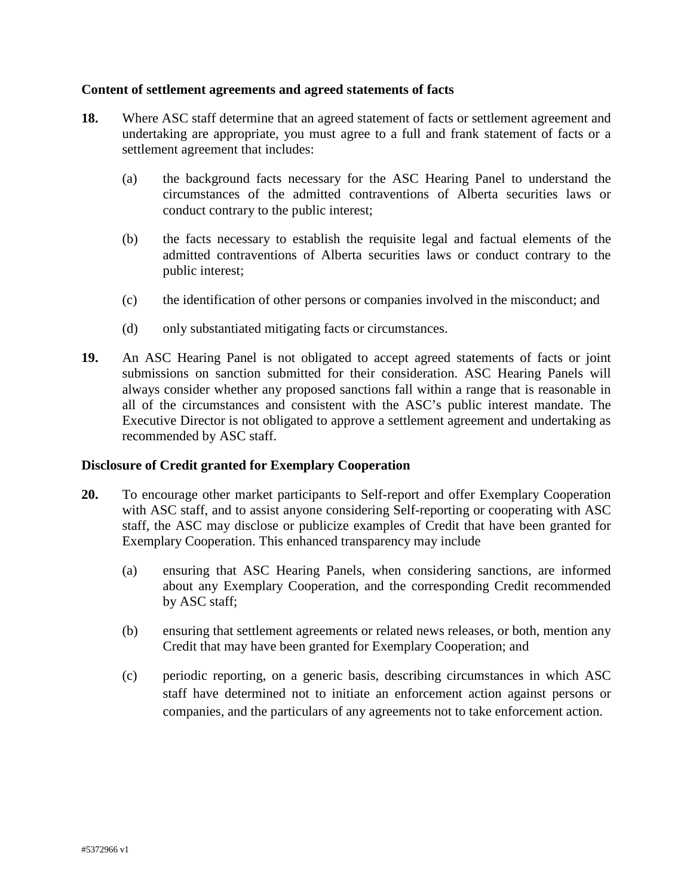**Content of settlement agreements and agreed statements of facts**

**18.** Where ASC staff determine that an agreed statement of facts or settlement agreement and undertaking are appropriate, you must agree to a full and frank statement of facts or a settlement agreement that includes:

(a) the background facts necessary for the ASC Hearing Panel to understand the circumstances of the admitted contraventions of Alberta securities laws or conduct contrary to the public interest;

(b) the facts necessary to establish the requisite legal and factual elements of the admitted contraventions of Alberta securities laws or conduct contrary to the public interest;

(c) the identification of other persons or companies involved in the misconduct; and

(d) only substantiated mitigating facts or circumstances.

**19.** An ASC Hearing Panel is not obligated to accept agreed statements of facts or joint submissions on sanction submitted for their consideration. ASC Hearing Panels will always consider whether any proposed sanctions fall within a range that is reasonable in all of the circumstances and consistent with the ASC's public interest mandate. The Executive Director is not obligated to approve a settlement agreement and undertaking as recommended by ASC staff.

**Disclosure of Credit granted for Exemplary Cooperation**

**20.** To encourage other market participants to Self-report and offer Exemplary Cooperation with ASC staff, and to assist anyone considering Self-reporting or cooperating with ASC staff, the ASC may disclose or publicize examples of Credit that have been granted for Exemplary Cooperation. This enhanced transparency may include

(a) ensuring that ASC Hearing Panels, when considering sanctions, are informed about any Exemplary Cooperation, and the corresponding Credit recommended by ASC staff;

(b) ensuring that settlement agreements or related news releases, or both, mention any Credit that may have been granted for Exemplary Cooperation; and

(c) periodic reporting, on a generic basis, describing circumstances in which ASC staff have determined not to initiate an enforcement action against persons or companies, and the particulars of any agreements not to take enforcement action.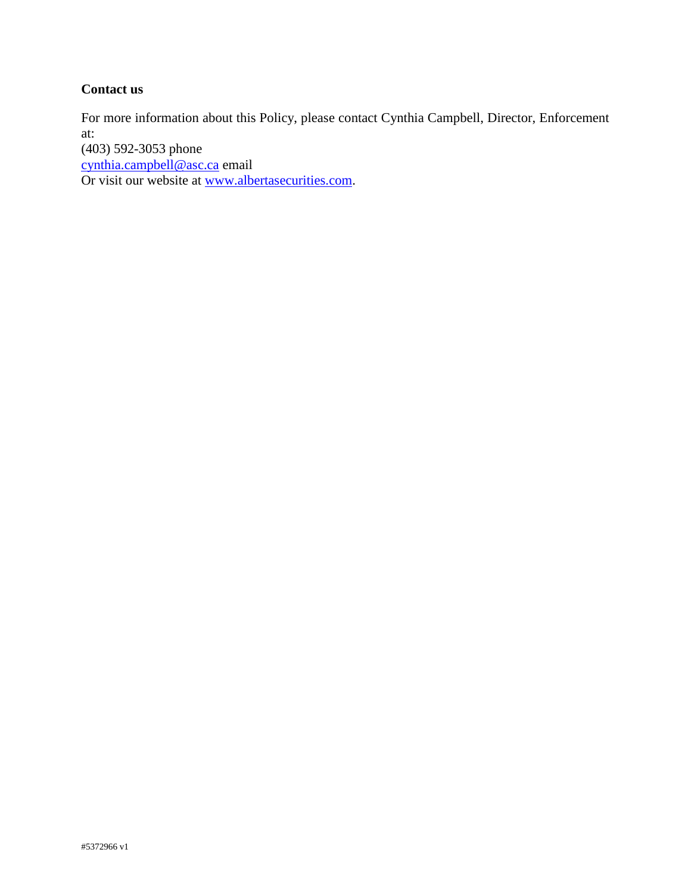**Contact us**

For more information about this Policy, please contact Cynthia Campbell, Director, Enforcement at:
(403) 592-3053 phone
cynthia.campbell@asc.ca email
Or visit our website at www.albertasecurities.com.

#5372966 v1